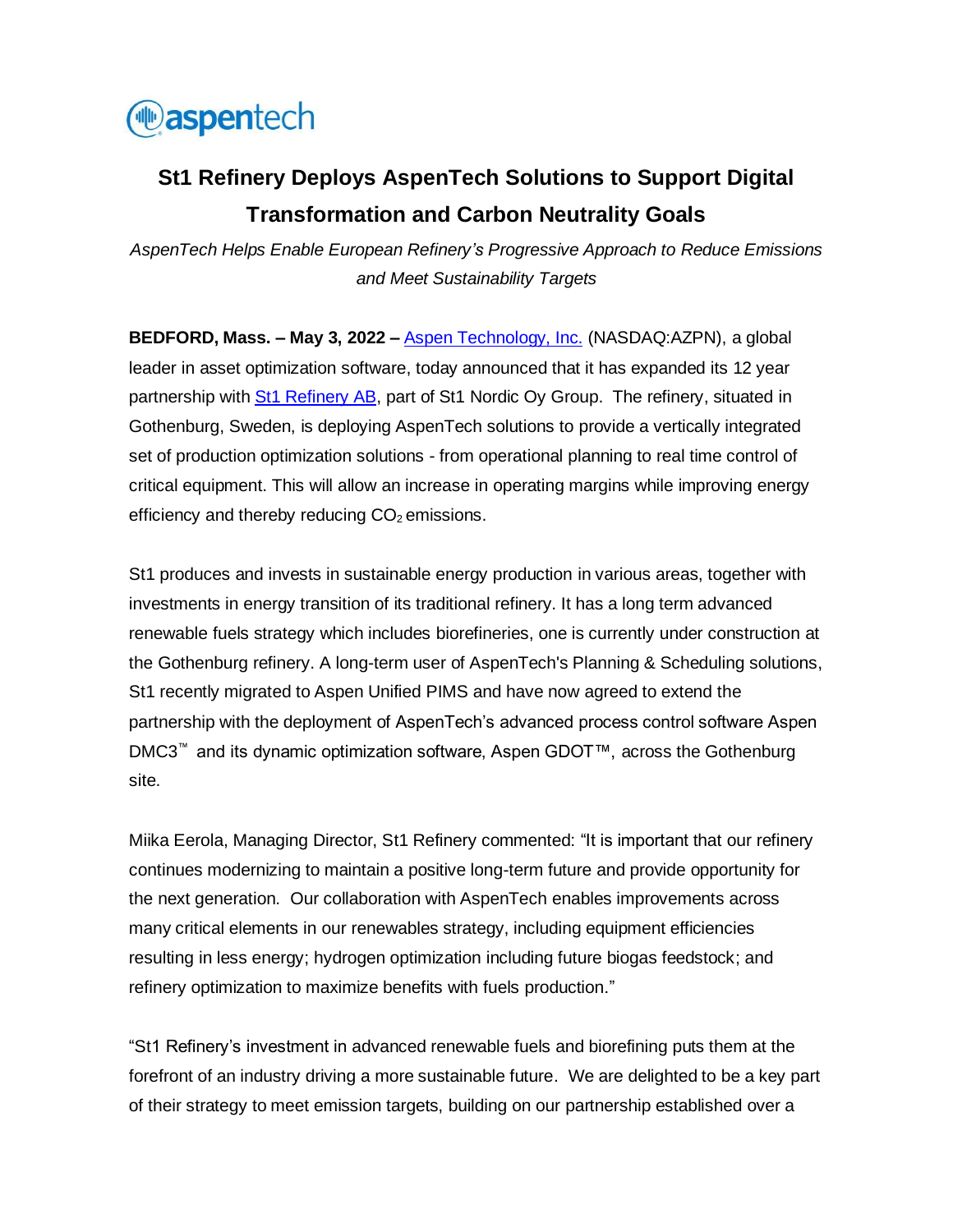# St1 Refinery Deploys AspenTech Solutions to Support Digital Transformation and Carbon Neutrality Goals

*AspenTech Helps Enable European Refinery's Progressive Approach to Reduce Emissions and Meet Sustainability Targets*

**BEDFORD, Mass. – May 3, 2022 –** [Aspen Technology, Inc.](Aspen Technology, Inc.) (NASDAQ:AZPN), a global leader in asset optimization software, today announced that it has expanded its 12 year partnership with [St1 Refinery AB](St1 Refinery AB), part of St1 Nordic Oy Group. The refinery, situated in Gothenburg, Sweden, is deploying AspenTech solutions to provide a vertically integrated set of production optimization solutions - from operational planning to real time control of critical equipment. This will allow an increase in operating margins while improving energy efficiency and thereby reducing $CO_2$ emissions.

St1 produces and invests in sustainable energy production in various areas, together with investments in energy transition of its traditional refinery. It has a long term advanced renewable fuels strategy which includes biorefineries, one is currently under construction at the Gothenburg refinery. A long-term user of AspenTech's Planning & Scheduling solutions, St1 recently migrated to Aspen Unified PIMS and have now agreed to extend the partnership with the deployment of AspenTech's advanced process control software Aspen DMC3™ and its dynamic optimization software, Aspen GDOT™, across the Gothenburg site.

Miika Eerola, Managing Director, St1 Refinery commented: "It is important that our refinery continues modernizing to maintain a positive long-term future and provide opportunity for the next generation. Our collaboration with AspenTech enables improvements across many critical elements in our renewables strategy, including equipment efficiencies resulting in less energy; hydrogen optimization including future biogas feedstock; and refinery optimization to maximize benefits with fuels production."

"St1 Refinery's investment in advanced renewable fuels and biorefining puts them at the forefront of an industry driving a more sustainable future. We are delighted to be a key part of their strategy to meet emission targets, building on our partnership established over a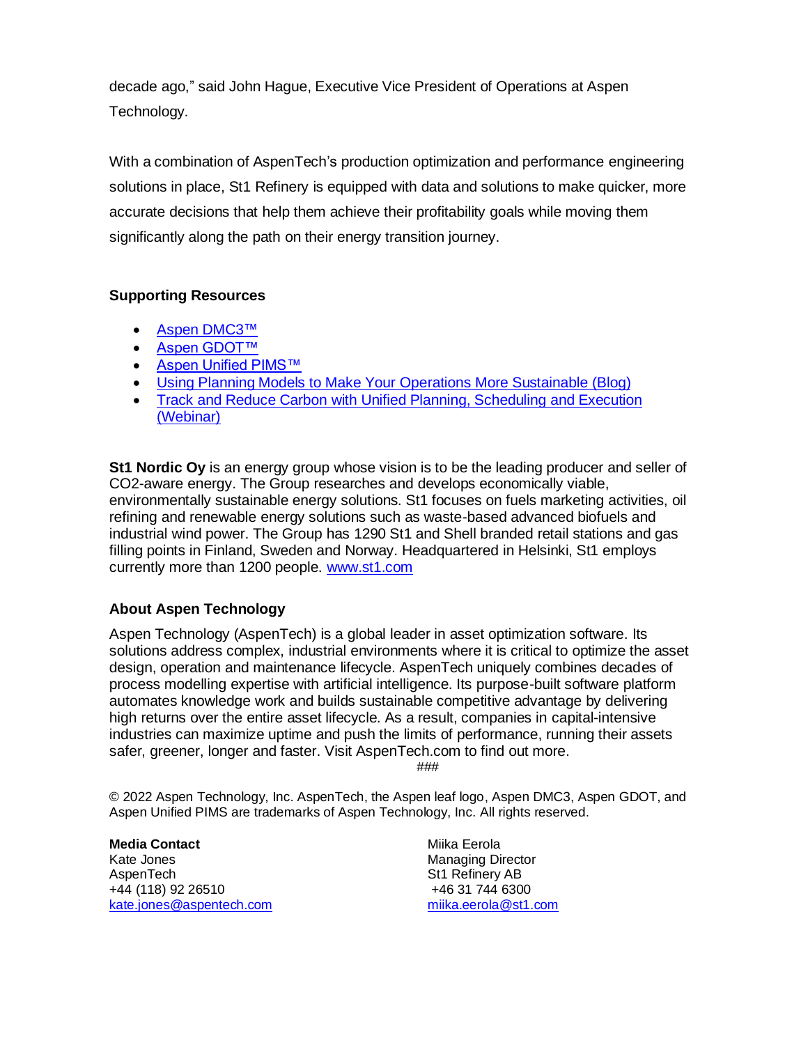decade ago," said John Hague, Executive Vice President of Operations at Aspen Technology.

With a combination of AspenTech's production optimization and performance engineering solutions in place, St1 Refinery is equipped with data and solutions to make quicker, more accurate decisions that help them achieve their profitability goals while moving them significantly along the path on their energy transition journey.

**Supporting Resources**

- Aspen DMC3™
- Aspen GDOT™
- Aspen Unified PIMS™
- Using Planning Models to Make Your Operations More Sustainable (Blog)
- Track and Reduce Carbon with Unified Planning, Scheduling and Execution (Webinar)

**St1 Nordic Oy** is an energy group whose vision is to be the leading producer and seller of CO2-aware energy. The Group researches and develops economically viable, environmentally sustainable energy solutions. St1 focuses on fuels marketing activities, oil refining and renewable energy solutions such as waste-based advanced biofuels and industrial wind power. The Group has 1290 St1 and Shell branded retail stations and gas filling points in Finland, Sweden and Norway. Headquartered in Helsinki, St1 employs currently more than 1200 people. www.st1.com

**About Aspen Technology**

Aspen Technology (AspenTech) is a global leader in asset optimization software. Its solutions address complex, industrial environments where it is critical to optimize the asset design, operation and maintenance lifecycle. AspenTech uniquely combines decades of process modelling expertise with artificial intelligence. Its purpose-built software platform automates knowledge work and builds sustainable competitive advantage by delivering high returns over the entire asset lifecycle. As a result, companies in capital-intensive industries can maximize uptime and push the limits of performance, running their assets safer, greener, longer and faster. Visit AspenTech.com to find out more.

###

© 2022 Aspen Technology, Inc. AspenTech, the Aspen leaf logo, Aspen DMC3, Aspen GDOT, and Aspen Unified PIMS are trademarks of Aspen Technology, Inc. All rights reserved.

**Media Contact**
Kate Jones
AspenTech
+44 (118) 92 26510
kate.jones@aspentech.com

Miika Eerola
Managing Director
St1 Refinery AB
+46 31 744 6300
miika.eerola@st1.com